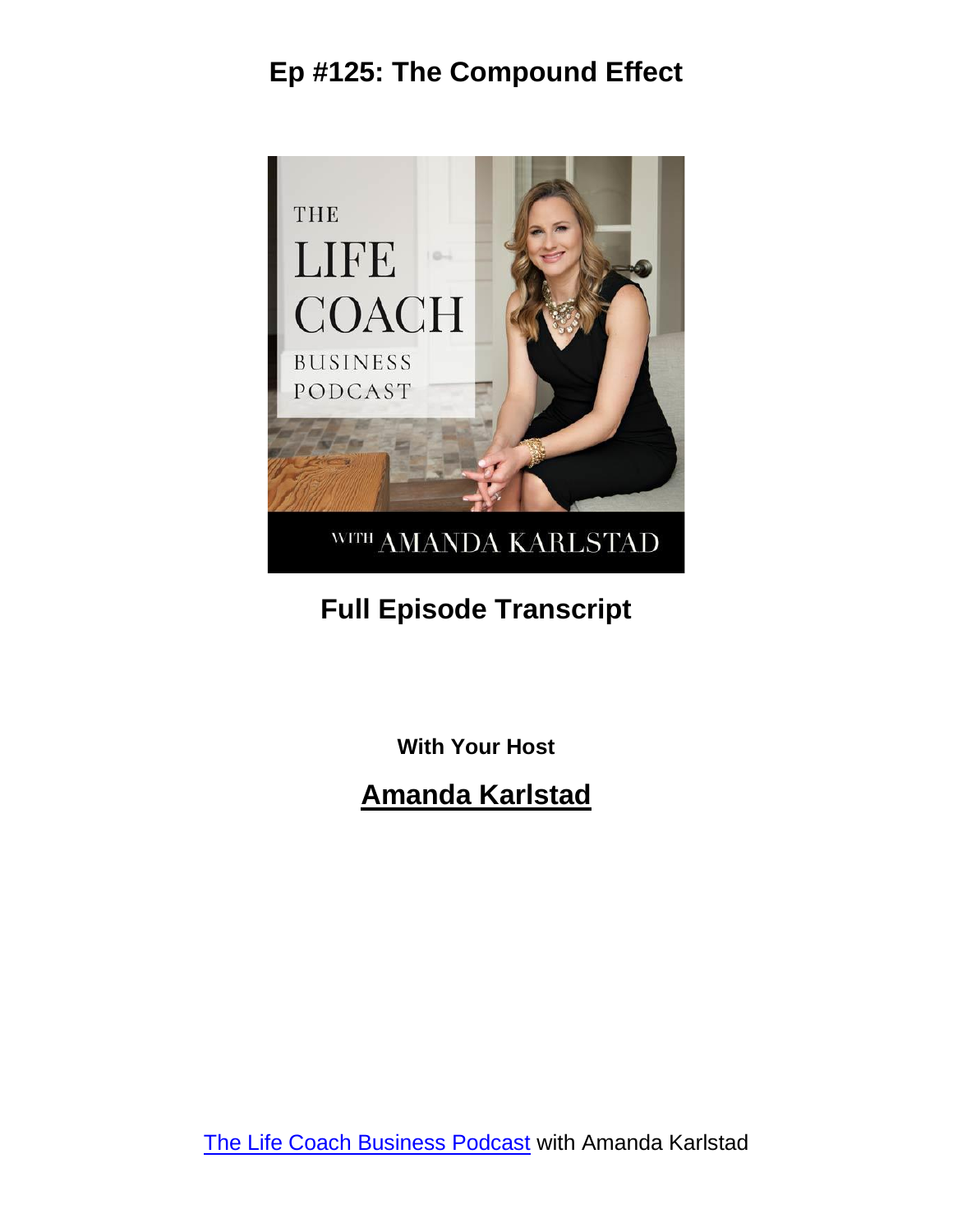# Ep #125: The Compound Effect

## Full Episode Transcript

**With Your Host**

## Amanda Karlstad

The Life Coach Business Podcast with Amanda Karlstad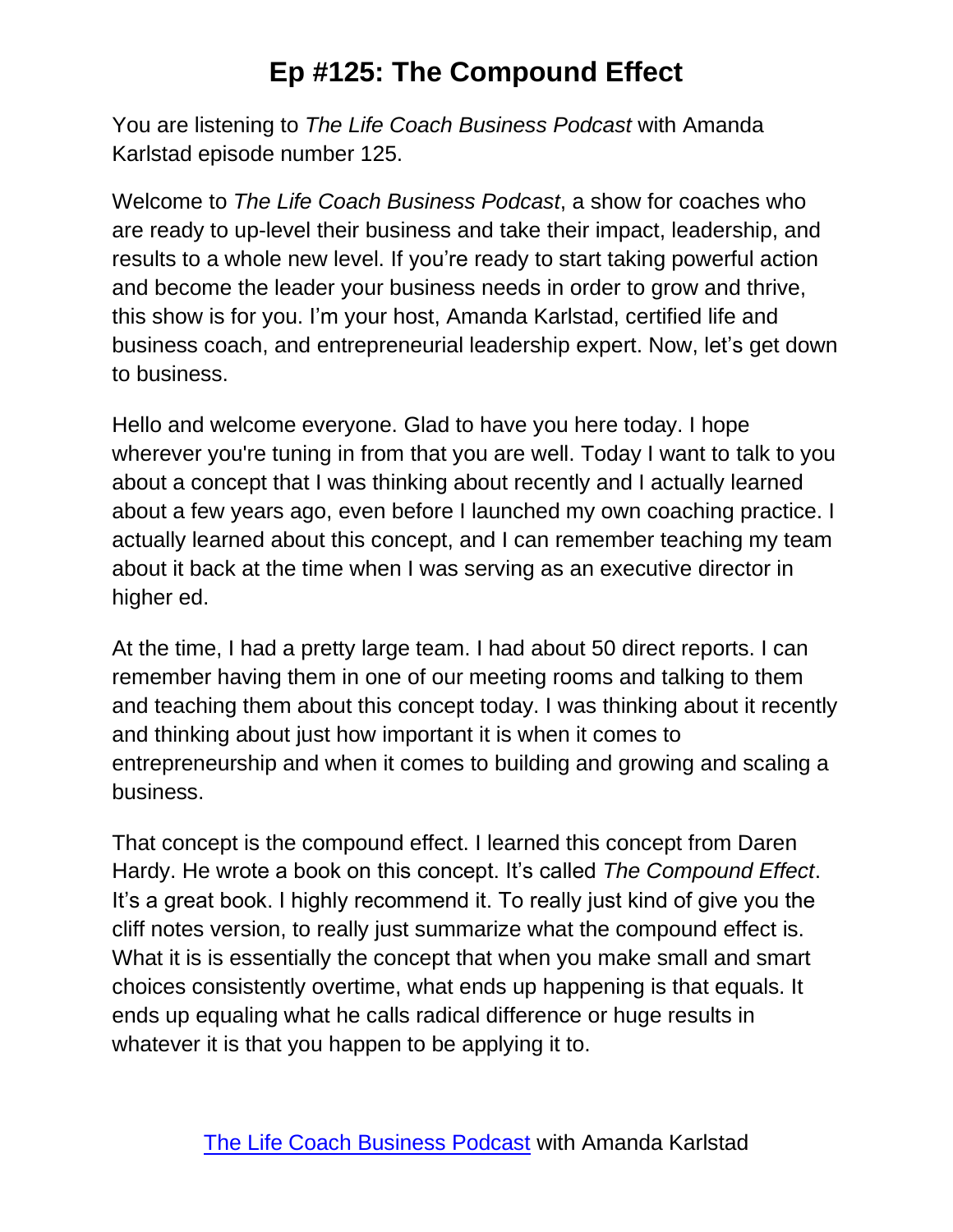# Ep #125: The Compound Effect

You are listening to *The Life Coach Business Podcast* with Amanda Karlstad episode number 125.

Welcome to *The Life Coach Business Podcast*, a show for coaches who are ready to up-level their business and take their impact, leadership, and results to a whole new level. If you're ready to start taking powerful action and become the leader your business needs in order to grow and thrive, this show is for you. I'm your host, Amanda Karlstad, certified life and business coach, and entrepreneurial leadership expert. Now, let's get down to business.

Hello and welcome everyone. Glad to have you here today. I hope wherever you're tuning in from that you are well. Today I want to talk to you about a concept that I was thinking about recently and I actually learned about a few years ago, even before I launched my own coaching practice. I actually learned about this concept, and I can remember teaching my team about it back at the time when I was serving as an executive director in higher ed.

At the time, I had a pretty large team. I had about 50 direct reports. I can remember having them in one of our meeting rooms and talking to them and teaching them about this concept today. I was thinking about it recently and thinking about just how important it is when it comes to entrepreneurship and when it comes to building and growing and scaling a business.

That concept is the compound effect. I learned this concept from Daren Hardy. He wrote a book on this concept. It's called *The Compound Effect*. It's a great book. I highly recommend it. To really just kind of give you the cliff notes version, to really just summarize what the compound effect is. What it is is essentially the concept that when you make small and smart choices consistently overtime, what ends up happening is that equals. It ends up equaling what he calls radical difference or huge results in whatever it is that you happen to be applying it to.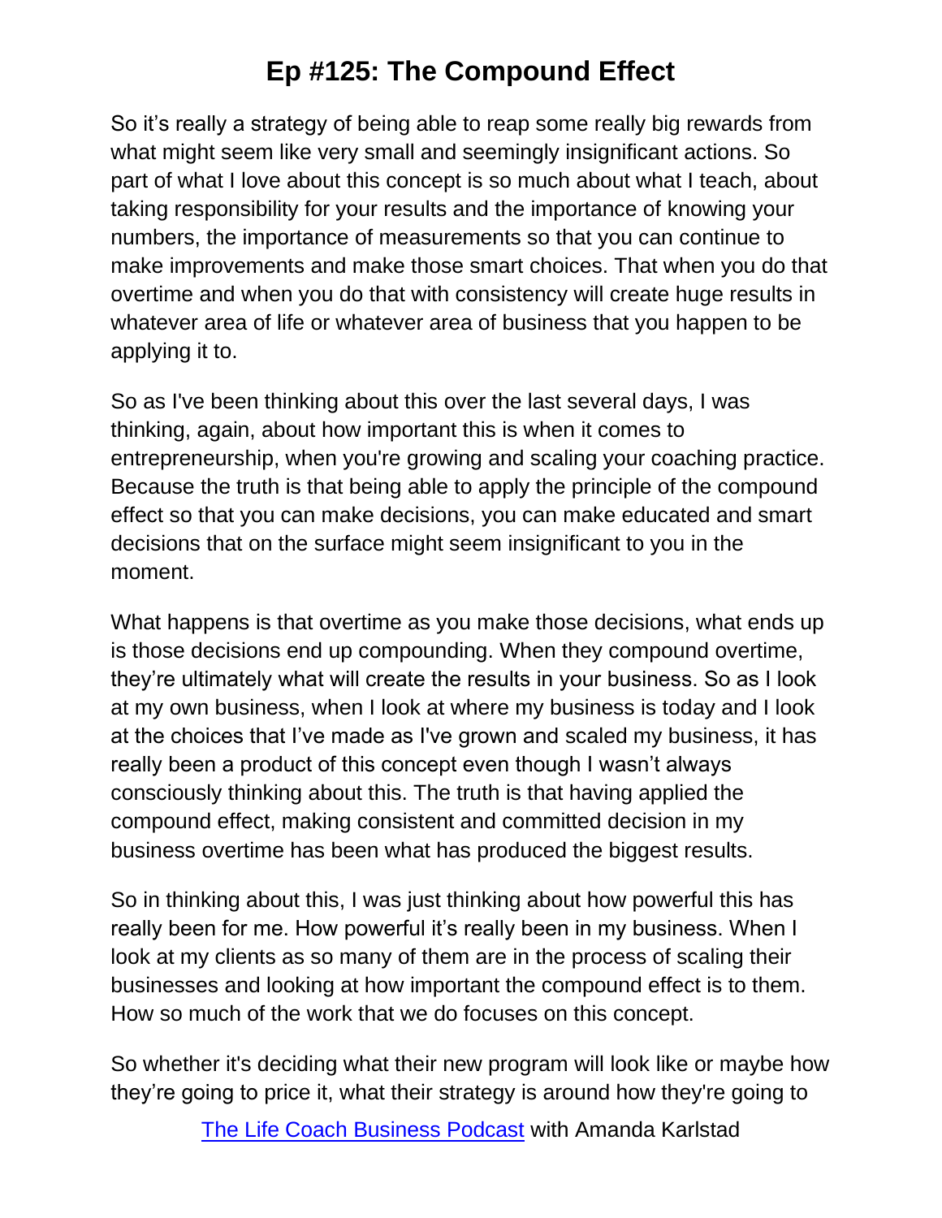So it's really a strategy of being able to reap some really big rewards from what might seem like very small and seemingly insignificant actions. So part of what I love about this concept is so much about what I teach, about taking responsibility for your results and the importance of knowing your numbers, the importance of measurements so that you can continue to make improvements and make those smart choices. That when you do that overtime and when you do that with consistency will create huge results in whatever area of life or whatever area of business that you happen to be applying it to.

So as I've been thinking about this over the last several days, I was thinking, again, about how important this is when it comes to entrepreneurship, when you're growing and scaling your coaching practice. Because the truth is that being able to apply the principle of the compound effect so that you can make decisions, you can make educated and smart decisions that on the surface might seem insignificant to you in the moment.

What happens is that overtime as you make those decisions, what ends up is those decisions end up compounding. When they compound overtime, they're ultimately what will create the results in your business. So as I look at my own business, when I look at where my business is today and I look at the choices that I've made as I've grown and scaled my business, it has really been a product of this concept even though I wasn't always consciously thinking about this. The truth is that having applied the compound effect, making consistent and committed decision in my business overtime has been what has produced the biggest results.

So in thinking about this, I was just thinking about how powerful this has really been for me. How powerful it's really been in my business. When I look at my clients as so many of them are in the process of scaling their businesses and looking at how important the compound effect is to them. How so much of the work that we do focuses on this concept.

So whether it's deciding what their new program will look like or maybe how they're going to price it, what their strategy is around how they're going to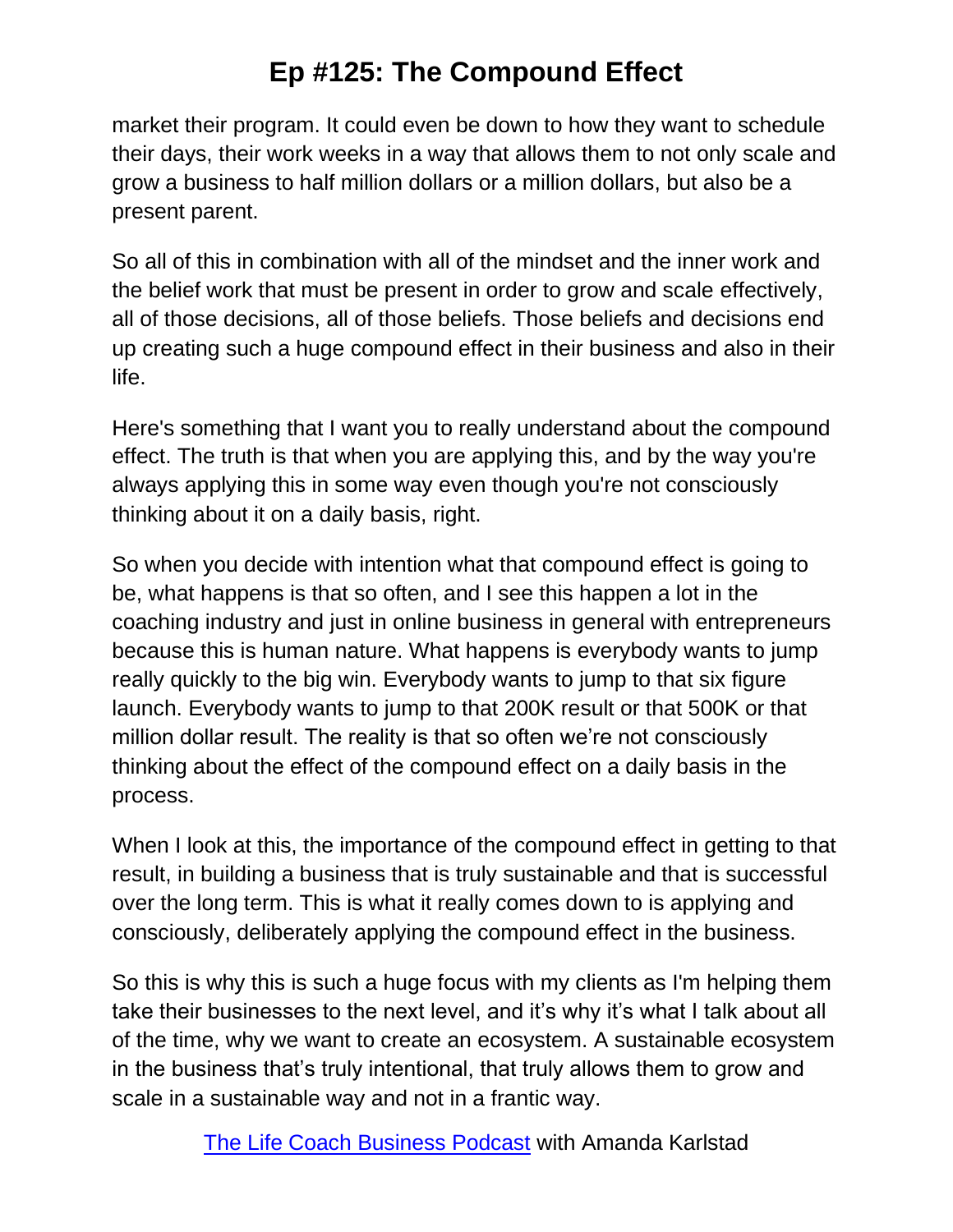market their program. It could even be down to how they want to schedule their days, their work weeks in a way that allows them to not only scale and grow a business to half million dollars or a million dollars, but also be a present parent.

So all of this in combination with all of the mindset and the inner work and the belief work that must be present in order to grow and scale effectively, all of those decisions, all of those beliefs. Those beliefs and decisions end up creating such a huge compound effect in their business and also in their life.

Here's something that I want you to really understand about the compound effect. The truth is that when you are applying this, and by the way you're always applying this in some way even though you're not consciously thinking about it on a daily basis, right.

So when you decide with intention what that compound effect is going to be, what happens is that so often, and I see this happen a lot in the coaching industry and just in online business in general with entrepreneurs because this is human nature. What happens is everybody wants to jump really quickly to the big win. Everybody wants to jump to that six figure launch. Everybody wants to jump to that 200K result or that 500K or that million dollar result. The reality is that so often we're not consciously thinking about the effect of the compound effect on a daily basis in the process.

When I look at this, the importance of the compound effect in getting to that result, in building a business that is truly sustainable and that is successful over the long term. This is what it really comes down to is applying and consciously, deliberately applying the compound effect in the business.

So this is why this is such a huge focus with my clients as I'm helping them take their businesses to the next level, and it's why it's what I talk about all of the time, why we want to create an ecosystem. A sustainable ecosystem in the business that's truly intentional, that truly allows them to grow and scale in a sustainable way and not in a frantic way.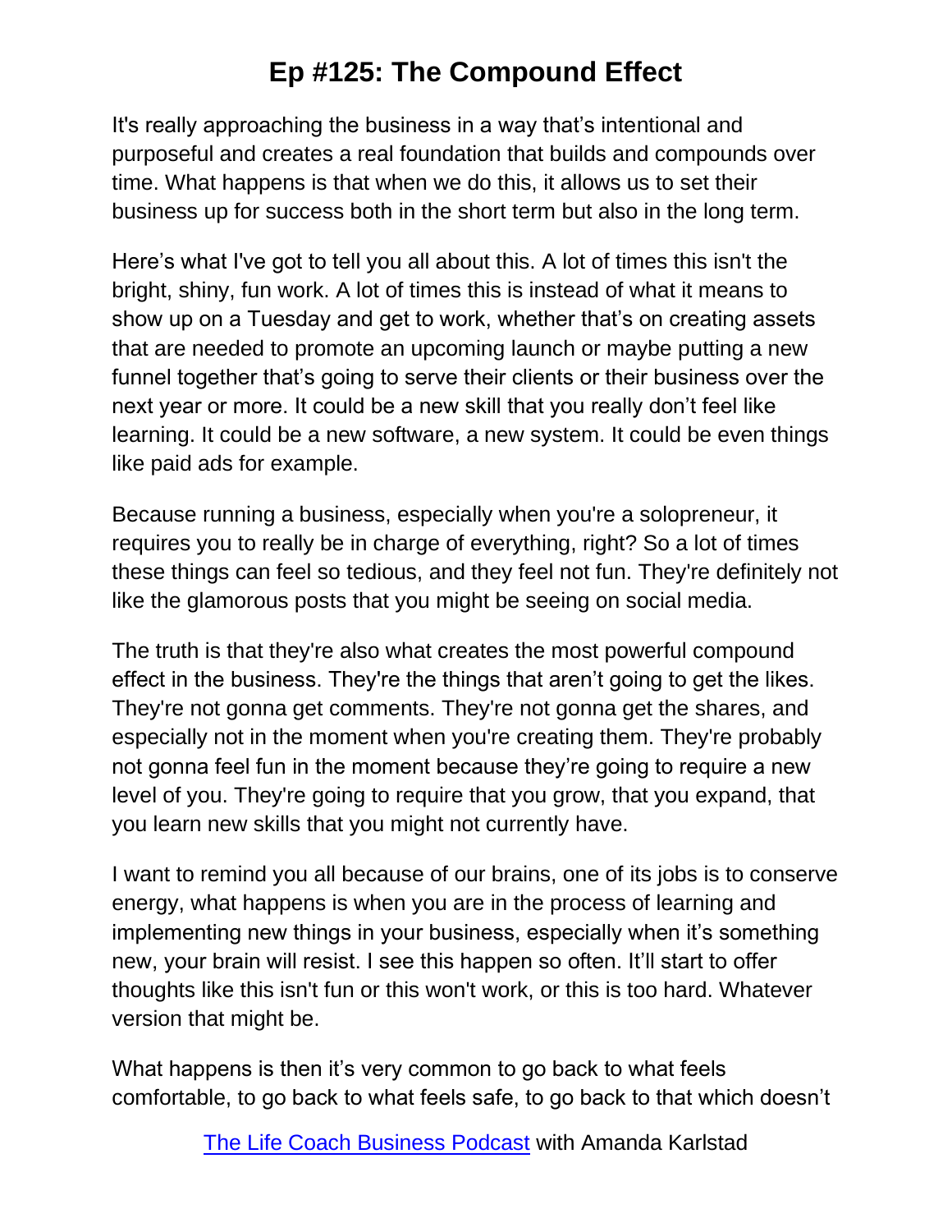It's really approaching the business in a way that's intentional and purposeful and creates a real foundation that builds and compounds over time. What happens is that when we do this, it allows us to set their business up for success both in the short term but also in the long term.

Here's what I've got to tell you all about this. A lot of times this isn't the bright, shiny, fun work. A lot of times this is instead of what it means to show up on a Tuesday and get to work, whether that's on creating assets that are needed to promote an upcoming launch or maybe putting a new funnel together that's going to serve their clients or their business over the next year or more. It could be a new skill that you really don't feel like learning. It could be a new software, a new system. It could be even things like paid ads for example.

Because running a business, especially when you're a solopreneur, it requires you to really be in charge of everything, right? So a lot of times these things can feel so tedious, and they feel not fun. They're definitely not like the glamorous posts that you might be seeing on social media.

The truth is that they're also what creates the most powerful compound effect in the business. They're the things that aren't going to get the likes. They're not gonna get comments. They're not gonna get the shares, and especially not in the moment when you're creating them. They're probably not gonna feel fun in the moment because they're going to require a new level of you. They're going to require that you grow, that you expand, that you learn new skills that you might not currently have.

I want to remind you all because of our brains, one of its jobs is to conserve energy, what happens is when you are in the process of learning and implementing new things in your business, especially when it's something new, your brain will resist. I see this happen so often. It'll start to offer thoughts like this isn't fun or this won't work, or this is too hard. Whatever version that might be.

What happens is then it's very common to go back to what feels comfortable, to go back to what feels safe, to go back to that which doesn't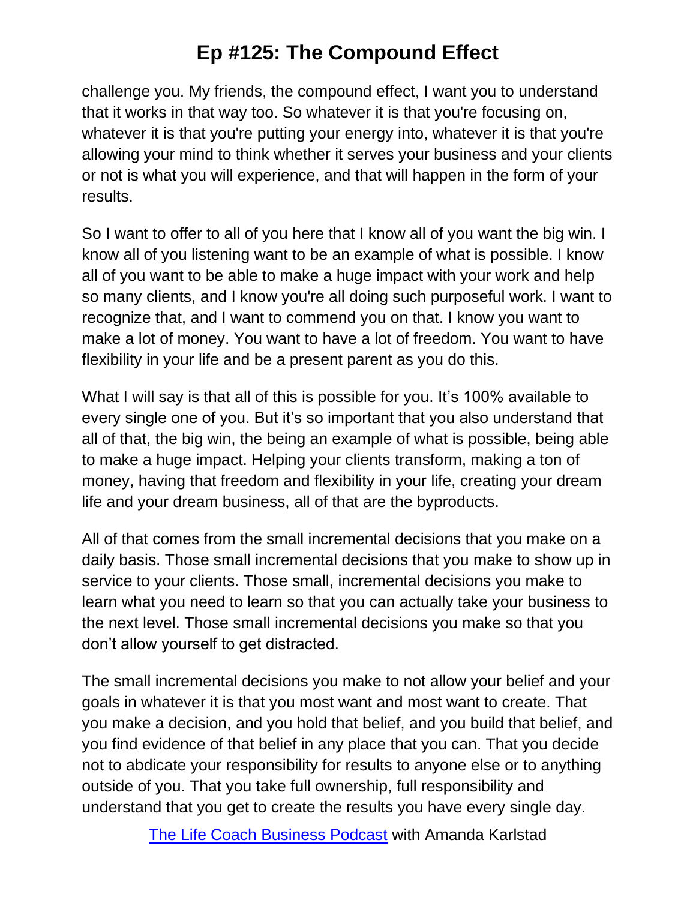challenge you. My friends, the compound effect, I want you to understand that it works in that way too. So whatever it is that you're focusing on, whatever it is that you're putting your energy into, whatever it is that you're allowing your mind to think whether it serves your business and your clients or not is what you will experience, and that will happen in the form of your results.

So I want to offer to all of you here that I know all of you want the big win. I know all of you listening want to be an example of what is possible. I know all of you want to be able to make a huge impact with your work and help so many clients, and I know you're all doing such purposeful work. I want to recognize that, and I want to commend you on that. I know you want to make a lot of money. You want to have a lot of freedom. You want to have flexibility in your life and be a present parent as you do this.

What I will say is that all of this is possible for you. It's 100% available to every single one of you. But it's so important that you also understand that all of that, the big win, the being an example of what is possible, being able to make a huge impact. Helping your clients transform, making a ton of money, having that freedom and flexibility in your life, creating your dream life and your dream business, all of that are the byproducts.

All of that comes from the small incremental decisions that you make on a daily basis. Those small incremental decisions that you make to show up in service to your clients. Those small, incremental decisions you make to learn what you need to learn so that you can actually take your business to the next level. Those small incremental decisions you make so that you don't allow yourself to get distracted.

The small incremental decisions you make to not allow your belief and your goals in whatever it is that you most want and most want to create. That you make a decision, and you hold that belief, and you build that belief, and you find evidence of that belief in any place that you can. That you decide not to abdicate your responsibility for results to anyone else or to anything outside of you. That you take full ownership, full responsibility and understand that you get to create the results you have every single day.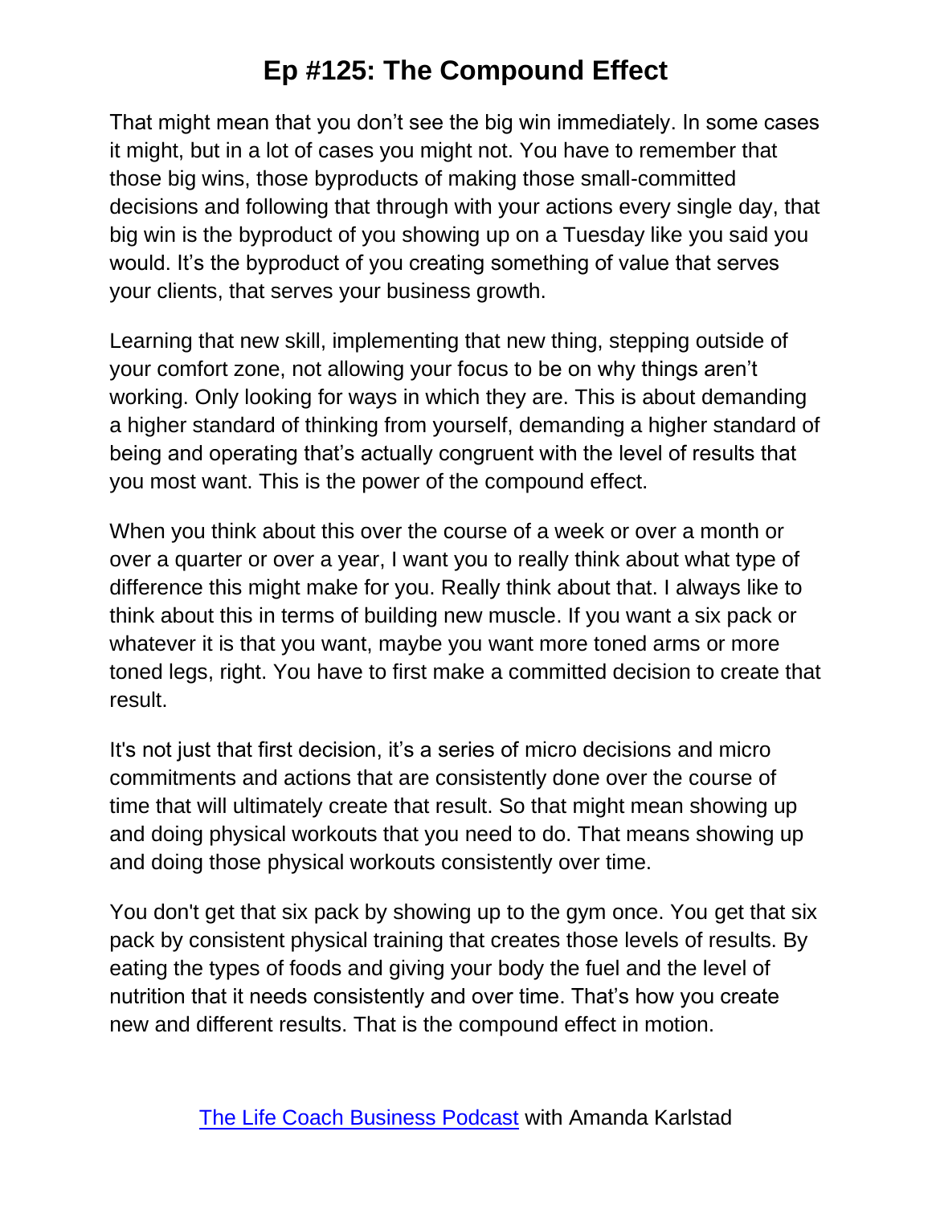That might mean that you don't see the big win immediately. In some cases it might, but in a lot of cases you might not. You have to remember that those big wins, those byproducts of making those small-committed decisions and following that through with your actions every single day, that big win is the byproduct of you showing up on a Tuesday like you said you would. It's the byproduct of you creating something of value that serves your clients, that serves your business growth.

Learning that new skill, implementing that new thing, stepping outside of your comfort zone, not allowing your focus to be on why things aren't working. Only looking for ways in which they are. This is about demanding a higher standard of thinking from yourself, demanding a higher standard of being and operating that's actually congruent with the level of results that you most want. This is the power of the compound effect.

When you think about this over the course of a week or over a month or over a quarter or over a year, I want you to really think about what type of difference this might make for you. Really think about that. I always like to think about this in terms of building new muscle. If you want a six pack or whatever it is that you want, maybe you want more toned arms or more toned legs, right. You have to first make a committed decision to create that result.

It's not just that first decision, it's a series of micro decisions and micro commitments and actions that are consistently done over the course of time that will ultimately create that result. So that might mean showing up and doing physical workouts that you need to do. That means showing up and doing those physical workouts consistently over time.

You don't get that six pack by showing up to the gym once. You get that six pack by consistent physical training that creates those levels of results. By eating the types of foods and giving your body the fuel and the level of nutrition that it needs consistently and over time. That's how you create new and different results. That is the compound effect in motion.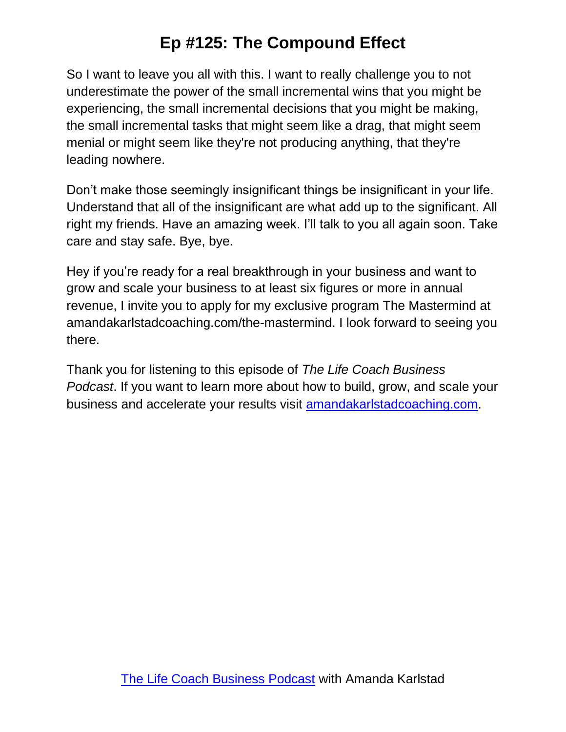So I want to leave you all with this. I want to really challenge you to not underestimate the power of the small incremental wins that you might be experiencing, the small incremental decisions that you might be making, the small incremental tasks that might seem like a drag, that might seem menial or might seem like they're not producing anything, that they're leading nowhere.

Don't make those seemingly insignificant things be insignificant in your life. Understand that all of the insignificant are what add up to the significant. All right my friends. Have an amazing week. I'll talk to you all again soon. Take care and stay safe. Bye, bye.

Hey if you're ready for a real breakthrough in your business and want to grow and scale your business to at least six figures or more in annual revenue, I invite you to apply for my exclusive program The Mastermind at amandakarlstadcoaching.com/the-mastermind. I look forward to seeing you there.

Thank you for listening to this episode of *The Life Coach Business Podcast*. If you want to learn more about how to build, grow, and scale your business and accelerate your results visit [amandakarlstadcoaching.com](amandakarlstadcoaching.com).